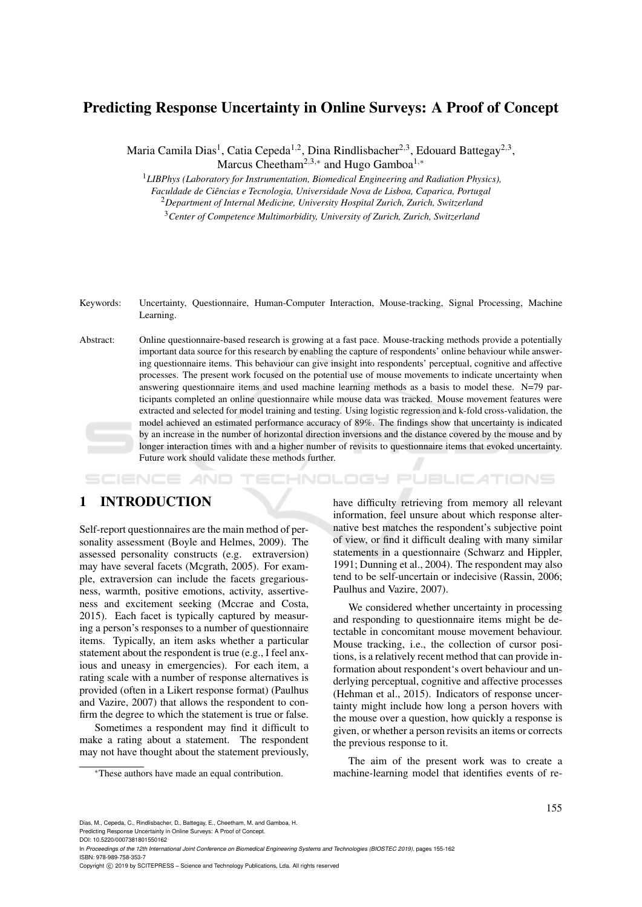# Predicting Response Uncertainty in Online Surveys: A Proof of Concept

Maria Camila Dias[1], Catia Cepeda[1,2], Dina Rindlisbacher[2,3], Edouard Battegay[2,3], Marcus Cheetham[2,3,*] and Hugo Gamboa[1,*]

[1]*LIBPhys (Laboratory for Instrumentation, Biomedical Engineering and Radiation Physics), Faculdade de Ciências e Tecnologia, Universidade Nova de Lisboa, Caparica, Portugal*

[2]*Department of Internal Medicine, University Hospital Zurich, Zurich, Switzerland*

[3]*Center of Competence Multimorbidity, University of Zurich, Zurich, Switzerland*

Keywords: Uncertainty, Questionnaire, Human-Computer Interaction, Mouse-tracking, Signal Processing, Machine Learning.

Abstract: Online questionnaire-based research is growing at a fast pace. Mouse-tracking methods provide a potentially important data source for this research by enabling the capture of respondents' online behaviour while answering questionnaire items. This behaviour can give insight into respondents' perceptual, cognitive and affective processes. The present work focused on the potential use of mouse movements to indicate uncertainty when answering questionnaire items and used machine learning methods as a basis to model these. N=79 participants completed an online questionnaire while mouse data was tracked. Mouse movement features were extracted and selected for model training and testing. Using logistic regression and k-fold cross-validation, the model achieved an estimated performance accuracy of 89%. The findings show that uncertainty is indicated by an increase in the number of horizontal direction inversions and the distance covered by the mouse and by longer interaction times with and a higher number of revisits to questionnaire items that evoked uncertainty. Future work should validate these methods further.

## 1 INTRODUCTION

Self-report questionnaires are the main method of personality assessment (Boyle and Helmes, 2009). The assessed personality constructs (e.g. extraversion) may have several facets (Mcgrath, 2005). For example, extraversion can include the facets gregariousness, warmth, positive emotions, activity, assertiveness and excitement seeking (Mccrae and Costa, 2015). Each facet is typically captured by measuring a person's responses to a number of questionnaire items. Typically, an item asks whether a particular statement about the respondent is true (e.g., I feel anxious and uneasy in emergencies). For each item, a rating scale with a number of response alternatives is provided (often in a Likert response format) (Paulhus and Vazire, 2007) that allows the respondent to confirm the degree to which the statement is true or false.

Sometimes a respondent may find it difficult to make a rating about a statement. The respondent may not have thought about the statement previously, have difficulty retrieving from memory all relevant information, feel unsure about which response alternative best matches the respondent's subjective point of view, or find it difficult dealing with many similar statements in a questionnaire (Schwarz and Hippler, 1991; Dunning et al., 2004). The respondent may also tend to be self-uncertain or indecisive (Rassin, 2006; Paulhus and Vazire, 2007).

We considered whether uncertainty in processing and responding to questionnaire items might be detectable in concomitant mouse movement behaviour. Mouse tracking, i.e., the collection of cursor positions, is a relatively recent method that can provide information about respondent's overt behaviour and underlying perceptual, cognitive and affective processes (Hehman et al., 2015). Indicators of response uncertainty might include how long a person hovers with the mouse over a question, how quickly a response is given, or whether a person revisits an items or corrects the previous response to it.

The aim of the present work was to create a machine-learning model that identifies events of re-

*These authors have made an equal contribution.

Dias, M., Cepeda, C., Rindlisbacher, D., Battegay, E., Cheetham, M. and Gamboa, H.
Predicting Response Uncertainty in Online Surveys: A Proof of Concept.
DOI: 10.5220/0007381801550162
In *Proceedings of the 12th International Joint Conference on Biomedical Engineering Systems and Technologies (BIOSTEC 2019)*, pages 155-162
ISBN: 978-989-758-353-7
Copyright © 2019 by SCITEPRESS – Science and Technology Publications, Lda. All rights reserved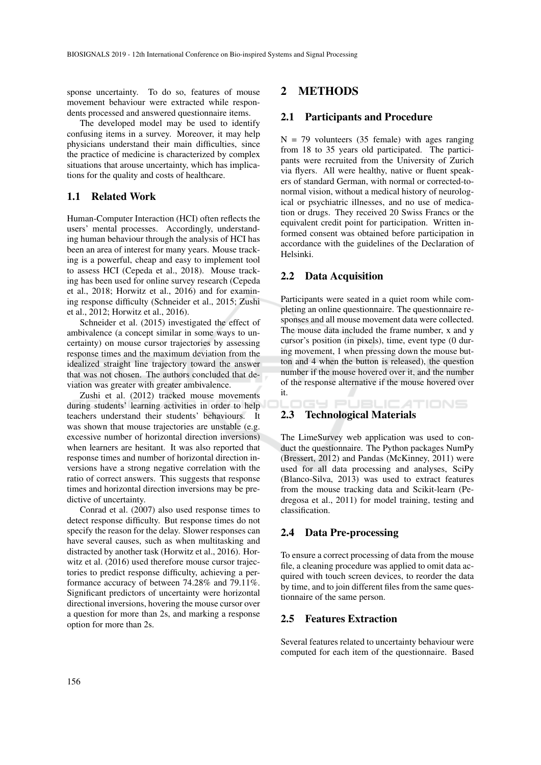sponse uncertainty. To do so, features of mouse movement behaviour were extracted while respondents processed and answered questionnaire items.

The developed model may be used to identify confusing items in a survey. Moreover, it may help physicians understand their main difficulties, since the practice of medicine is characterized by complex situations that arouse uncertainty, which has implications for the quality and costs of healthcare.

### 1.1 Related Work

Human-Computer Interaction (HCI) often reflects the users' mental processes. Accordingly, understanding human behaviour through the analysis of HCI has been an area of interest for many years. Mouse tracking is a powerful, cheap and easy to implement tool to assess HCI (Cepeda et al., 2018). Mouse tracking has been used for online survey research (Cepeda et al., 2018; Horwitz et al., 2016) and for examining response difficulty (Schneider et al., 2015; Zushi et al., 2012; Horwitz et al., 2016).

Schneider et al. (2015) investigated the effect of ambivalence (a concept similar in some ways to uncertainty) on mouse cursor trajectories by assessing response times and the maximum deviation from the idealized straight line trajectory toward the answer that was not chosen. The authors concluded that deviation was greater with greater ambivalence.

Zushi et al. (2012) tracked mouse movements during students' learning activities in order to help teachers understand their students' behaviours. It was shown that mouse trajectories are unstable (e.g. excessive number of horizontal direction inversions) when learners are hesitant. It was also reported that response times and number of horizontal direction inversions have a strong negative correlation with the ratio of correct answers. This suggests that response times and horizontal direction inversions may be predictive of uncertainty.

Conrad et al. (2007) also used response times to detect response difficulty. But response times do not specify the reason for the delay. Slower responses can have several causes, such as when multitasking and distracted by another task (Horwitz et al., 2016). Horwitz et al. (2016) used therefore mouse cursor trajectories to predict response difficulty, achieving a performance accuracy of between 74.28% and 79.11%. Significant predictors of uncertainty were horizontal directional inversions, hovering the mouse cursor over a question for more than 2s, and marking a response option for more than 2s.

## 2 METHODS

### 2.1 Participants and Procedure

N = 79 volunteers (35 female) with ages ranging from 18 to 35 years old participated. The participants were recruited from the University of Zurich via flyers. All were healthy, native or fluent speakers of standard German, with normal or corrected-to-normal vision, without a medical history of neurological or psychiatric illnesses, and no use of medication or drugs. They received 20 Swiss Francs or the equivalent credit point for participation. Written informed consent was obtained before participation in accordance with the guidelines of the Declaration of Helsinki.

### 2.2 Data Acquisition

Participants were seated in a quiet room while completing an online questionnaire. The questionnaire responses and all mouse movement data were collected. The mouse data included the frame number, x and y cursor's position (in pixels), time, event type (0 during movement, 1 when pressing down the mouse button and 4 when the button is released), the question number if the mouse hovered over it, and the number of the response alternative if the mouse hovered over it.

### 2.3 Technological Materials

The LimeSurvey web application was used to conduct the questionnaire. The Python packages NumPy (Bressert, 2012) and Pandas (McKinney, 2011) were used for all data processing and analyses, SciPy (Blanco-Silva, 2013) was used to extract features from the mouse tracking data and Scikit-learn (Pedregosa et al., 2011) for model training, testing and classification.

### 2.4 Data Pre-processing

To ensure a correct processing of data from the mouse file, a cleaning procedure was applied to omit data acquired with touch screen devices, to reorder the data by time, and to join different files from the same questionnaire of the same person.

### 2.5 Features Extraction

Several features related to uncertainty behaviour were computed for each item of the questionnaire. Based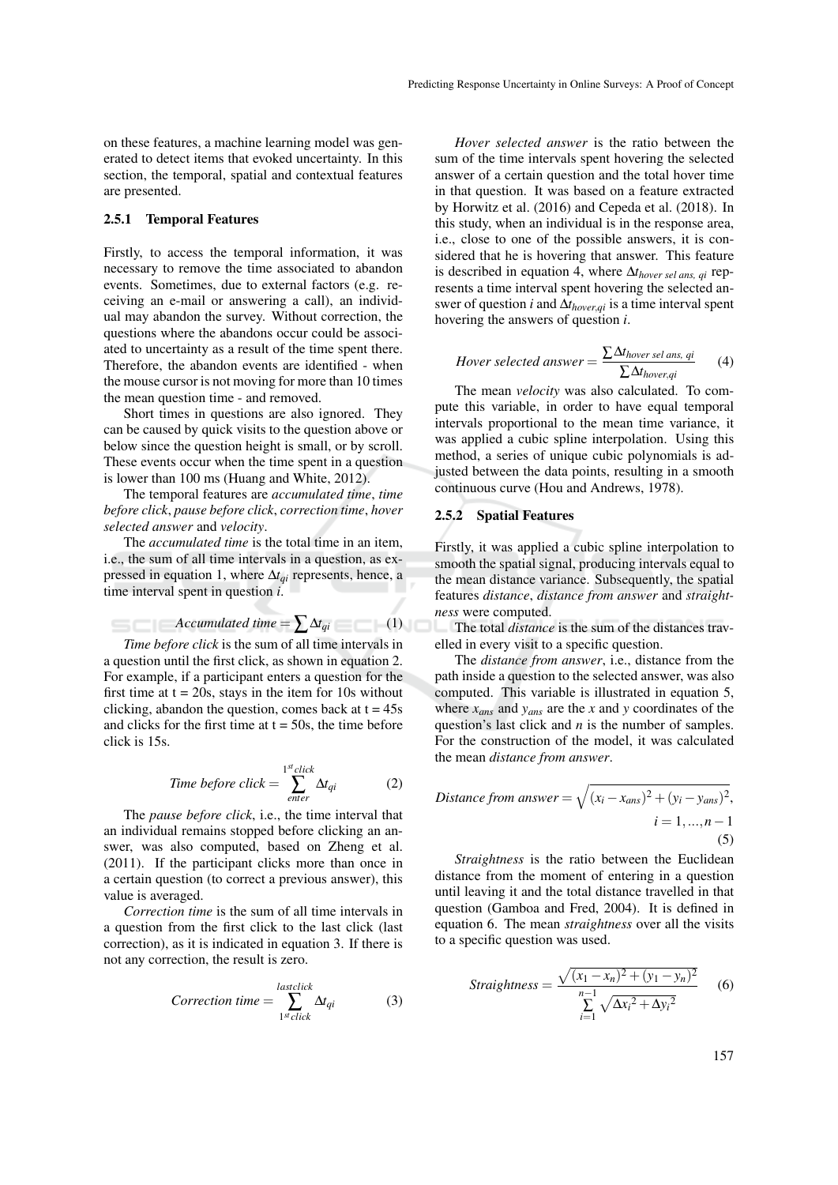on these features, a machine learning model was generated to detect items that evoked uncertainty. In this section, the temporal, spatial and contextual features are presented.

#### 2.5.1 Temporal Features

Firstly, to access the temporal information, it was necessary to remove the time associated to abandon events. Sometimes, due to external factors (e.g. receiving an e-mail or answering a call), an individual may abandon the survey. Without correction, the questions where the abandons occur could be associated to uncertainty as a result of the time spent there. Therefore, the abandon events are identified - when the mouse cursor is not moving for more than 10 times the mean question time - and removed.

Short times in questions are also ignored. They can be caused by quick visits to the question above or below since the question height is small, or by scroll. These events occur when the time spent in a question is lower than 100 ms (Huang and White, 2012).

The temporal features are *accumulated time*, *time before click*, *pause before click*, *correction time*, *hover selected answer* and *velocity*.

The *accumulated time* is the total time in an item, i.e., the sum of all time intervals in a question, as expressed in equation 1, where $\Delta t_{qi}$ represents, hence, a time interval spent in question $i$.

$$\textit{Accumulated time} = \sum \Delta t_{qi} \tag{1}$$

*Time before click* is the sum of all time intervals in a question until the first click, as shown in equation 2. For example, if a participant enters a question for the first time at t = 20s, stays in the item for 10s without clicking, abandon the question, comes back at t = 45s and clicks for the first time at t = 50s, the time before click is 15s.

$$\textit{Time before click} = \sum_{enter}^{1^{st}click} \Delta t_{qi} \tag{2}$$

The *pause before click*, i.e., the time interval that an individual remains stopped before clicking an answer, was also computed, based on Zheng et al. (2011). If the participant clicks more than once in a certain question (to correct a previous answer), this value is averaged.

*Correction time* is the sum of all time intervals in a question from the first click to the last click (last correction), as it is indicated in equation 3. If there is not any correction, the result is zero.

$$\textit{Correction time} = \sum_{1^{st}click}^{lastclick} \Delta t_{qi} \tag{3}$$

*Hover selected answer* is the ratio between the sum of the time intervals spent hovering the selected answer of a certain question and the total hover time in that question. It was based on a feature extracted by Horwitz et al. (2016) and Cepeda et al. (2018). In this study, when an individual is in the response area, i.e., close to one of the possible answers, it is considered that he is hovering that answer. This feature is described in equation 4, where $\Delta t_{hover\ sel\ ans,\ qi}$ represents a time interval spent hovering the selected answer of question $i$ and $\Delta t_{hover,qi}$ is a time interval spent hovering the answers of question $i$.

$$\textit{Hover selected answer} = \frac{\sum \Delta t_{hover\ sel\ ans,\ qi}}{\sum \Delta t_{hover,qi}} \tag{4}$$

The mean *velocity* was also calculated. To compute this variable, in order to have equal temporal intervals proportional to the mean time variance, it was applied a cubic spline interpolation. Using this method, a series of unique cubic polynomials is adjusted between the data points, resulting in a smooth continuous curve (Hou and Andrews, 1978).

#### 2.5.2 Spatial Features

Firstly, it was applied a cubic spline interpolation to smooth the spatial signal, producing intervals equal to the mean distance variance. Subsequently, the spatial features *distance*, *distance from answer* and *straightness* were computed.

The total *distance* is the sum of the distances travelled in every visit to a specific question.

The *distance from answer*, i.e., distance from the path inside a question to the selected answer, was also computed. This variable is illustrated in equation 5, where $x_{ans}$ and $y_{ans}$ are the $x$ and $y$ coordinates of the question's last click and $n$ is the number of samples. For the construction of the model, it was calculated the mean *distance from answer*.

$$\textit{Distance from answer} = \sqrt{(x_i - x_{ans})^2 + (y_i - y_{ans})^2}, \quad i = 1, ..., n-1 \tag{5}$$

*Straightness* is the ratio between the Euclidean distance from the moment of entering in a question until leaving it and the total distance travelled in that question (Gamboa and Fred, 2004). It is defined in equation 6. The mean *straightness* over all the visits to a specific question was used.

$$\textit{Straightness} = \frac{\sqrt{(x_1 - x_n)^2 + (y_1 - y_n)^2}}{\sum_{i=1}^{n-1} \sqrt{\Delta x_i^2 + \Delta y_i^2}} \tag{6}$$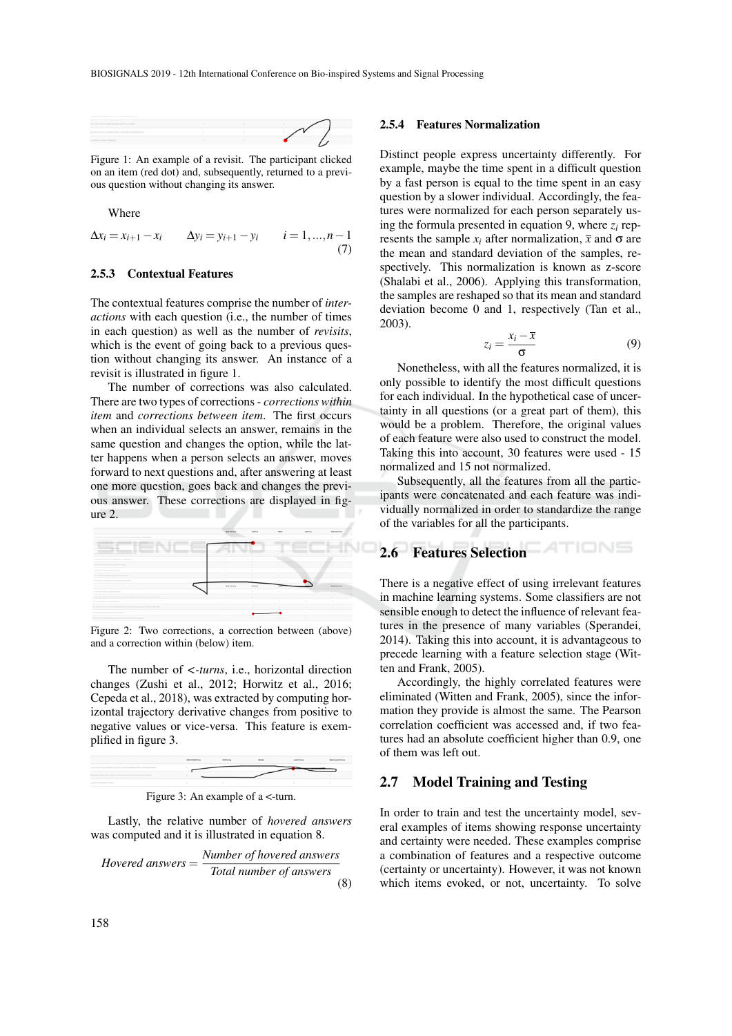Figure 1: An example of a revisit. The participant clicked on an item (red dot) and, subsequently, returned to a previous question without changing its answer.

Where

$$\Delta x_i = x_{i+1} - x_i \qquad \Delta y_i = y_{i+1} - y_i \qquad i = 1, \ldots, n-1 \tag{7}$$

### 2.5.3 Contextual Features

The contextual features comprise the number of *interactions* with each question (i.e., the number of times in each question) as well as the number of *revisits*, which is the event of going back to a previous question without changing its answer. An instance of a revisit is illustrated in figure 1.

The number of corrections was also calculated. There are two types of corrections - *corrections within item* and *corrections between item*. The first occurs when an individual selects an answer, remains in the same question and changes the option, while the latter happens when a person selects an answer, moves forward to next questions and, after answering at least one more question, goes back and changes the previous answer. These corrections are displayed in figure 2.

Figure 2: Two corrections, a correction between (above) and a correction within (below) item.

The number of <-*turns*, i.e., horizontal direction changes (Zushi et al., 2012; Horwitz et al., 2016; Cepeda et al., 2018), was extracted by computing horizontal trajectory derivative changes from positive to negative values or vice-versa. This feature is exemplified in figure 3.

Figure 3: An example of a <-turn.

Lastly, the relative number of *hovered answers* was computed and it is illustrated in equation 8.

$$\textit{Hovered answers} = \frac{\textit{Number of hovered answers}}{\textit{Total number of answers}} \tag{8}$$

### 2.5.4 Features Normalization

Distinct people express uncertainty differently. For example, maybe the time spent in a difficult question by a fast person is equal to the time spent in an easy question by a slower individual. Accordingly, the features were normalized for each person separately using the formula presented in equation 9, where $z_i$ represents the sample $x_i$ after normalization, $\bar{x}$ and $\sigma$ are the mean and standard deviation of the samples, respectively. This normalization is known as z-score (Shalabi et al., 2006). Applying this transformation, the samples are reshaped so that its mean and standard deviation become 0 and 1, respectively (Tan et al., 2003).

$$z_i = \frac{x_i - \bar{x}}{\sigma} \tag{9}$$

Nonetheless, with all the features normalized, it is only possible to identify the most difficult questions for each individual. In the hypothetical case of uncertainty in all questions (or a great part of them), this would be a problem. Therefore, the original values of each feature were also used to construct the model. Taking this into account, 30 features were used - 15 normalized and 15 not normalized.

Subsequently, all the features from all the participants were concatenated and each feature was individually normalized in order to standardize the range of the variables for all the participants.

## 2.6 Features Selection

There is a negative effect of using irrelevant features in machine learning systems. Some classifiers are not sensible enough to detect the influence of relevant features in the presence of many variables (Sperandei, 2014). Taking this into account, it is advantageous to precede learning with a feature selection stage (Witten and Frank, 2005).

Accordingly, the highly correlated features were eliminated (Witten and Frank, 2005), since the information they provide is almost the same. The Pearson correlation coefficient was accessed and, if two features had an absolute coefficient higher than 0.9, one of them was left out.

## 2.7 Model Training and Testing

In order to train and test the uncertainty model, several examples of items showing response uncertainty and certainty were needed. These examples comprise a combination of features and a respective outcome (certainty or uncertainty). However, it was not known which items evoked, or not, uncertainty. To solve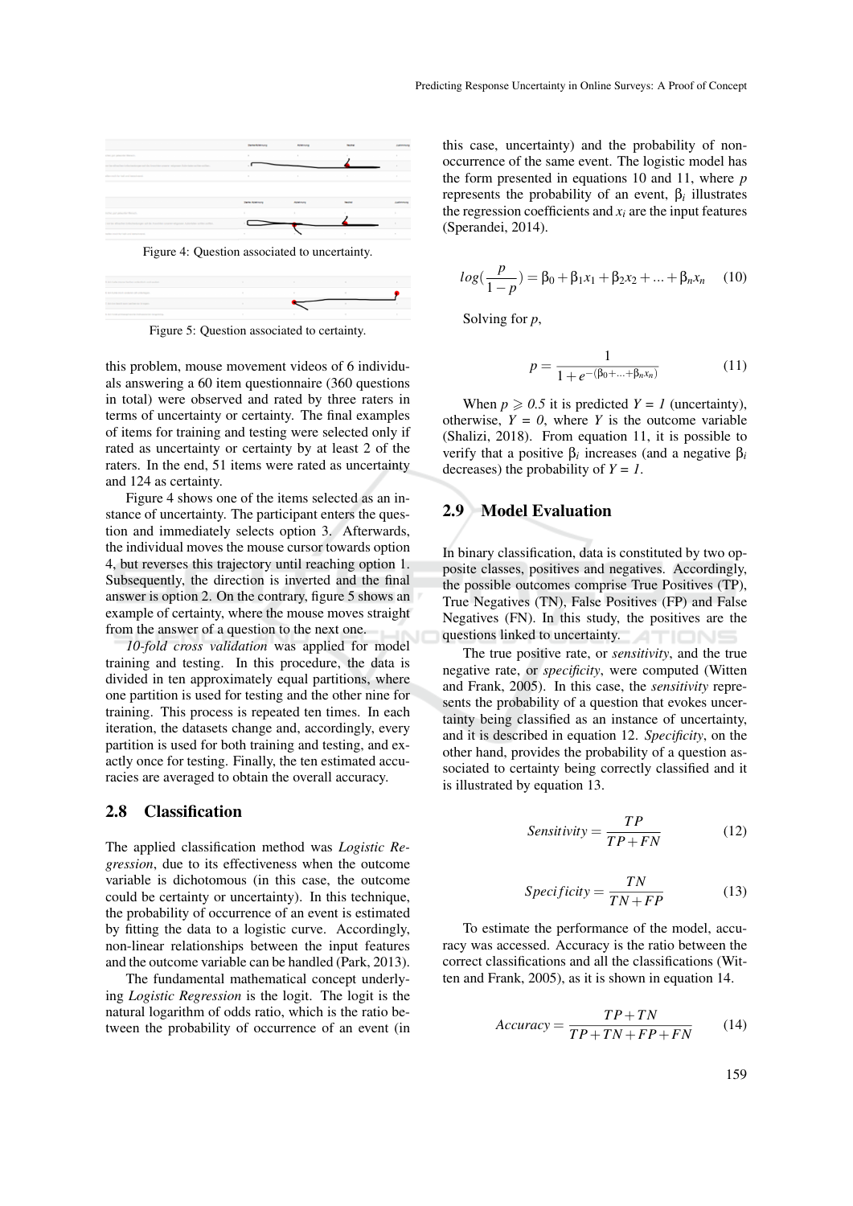Figure 4: Question associated to uncertainty.

Figure 5: Question associated to certainty.

this problem, mouse movement videos of 6 individuals answering a 60 item questionnaire (360 questions in total) were observed and rated by three raters in terms of uncertainty or certainty. The final examples of items for training and testing were selected only if rated as uncertainty or certainty by at least 2 of the raters. In the end, 51 items were rated as uncertainty and 124 as certainty.

Figure 4 shows one of the items selected as an instance of uncertainty. The participant enters the question and immediately selects option 3. Afterwards, the individual moves the mouse cursor towards option 4, but reverses this trajectory until reaching option 1. Subsequently, the direction is inverted and the final answer is option 2. On the contrary, figure 5 shows an example of certainty, where the mouse moves straight from the answer of a question to the next one.

*10-fold cross validation* was applied for model training and testing. In this procedure, the data is divided in ten approximately equal partitions, where one partition is used for testing and the other nine for training. This process is repeated ten times. In each iteration, the datasets change and, accordingly, every partition is used for both training and testing, and exactly once for testing. Finally, the ten estimated accuracies are averaged to obtain the overall accuracy.

## 2.8 Classification

The applied classification method was *Logistic Regression*, due to its effectiveness when the outcome variable is dichotomous (in this case, the outcome could be certainty or uncertainty). In this technique, the probability of occurrence of an event is estimated by fitting the data to a logistic curve. Accordingly, non-linear relationships between the input features and the outcome variable can be handled (Park, 2013).

The fundamental mathematical concept underlying *Logistic Regression* is the logit. The logit is the natural logarithm of odds ratio, which is the ratio between the probability of occurrence of an event (in this case, uncertainty) and the probability of non-occurrence of the same event. The logistic model has the form presented in equations 10 and 11, where $p$ represents the probability of an event, $\beta_i$ illustrates the regression coefficients and $x_i$ are the input features (Sperandei, 2014).

$$log(\frac{p}{1-p}) = \beta_0 + \beta_1 x_1 + \beta_2 x_2 + ... + \beta_n x_n \quad (10)$$

Solving for $p$,

$$p = \frac{1}{1+e^{-(\beta_0 + ... + \beta_n x_n)}} \quad (11)$$

When $p \geqslant 0.5$ it is predicted $Y = 1$ (uncertainty), otherwise, $Y = 0$, where $Y$ is the outcome variable (Shalizi, 2018). From equation 11, it is possible to verify that a positive $\beta_i$ increases (and a negative $\beta_i$ decreases) the probability of $Y = 1$.

## 2.9 Model Evaluation

In binary classification, data is constituted by two opposite classes, positives and negatives. Accordingly, the possible outcomes comprise True Positives (TP), True Negatives (TN), False Positives (FP) and False Negatives (FN). In this study, the positives are the questions linked to uncertainty.

The true positive rate, or *sensitivity*, and the true negative rate, or *specificity*, were computed (Witten and Frank, 2005). In this case, the *sensitivity* represents the probability of a question that evokes uncertainty being classified as an instance of uncertainty, and it is described in equation 12. *Specificity*, on the other hand, provides the probability of a question associated to certainty being correctly classified and it is illustrated by equation 13.

$$Sensitivity = \frac{TP}{TP+FN} \quad (12)$$

$$Specificity = \frac{TN}{TN+FP} \quad (13)$$

To estimate the performance of the model, accuracy was accessed. Accuracy is the ratio between the correct classifications and all the classifications (Witten and Frank, 2005), as it is shown in equation 14.

$$Accuracy = \frac{TP+TN}{TP+TN+FP+FN} \quad (14)$$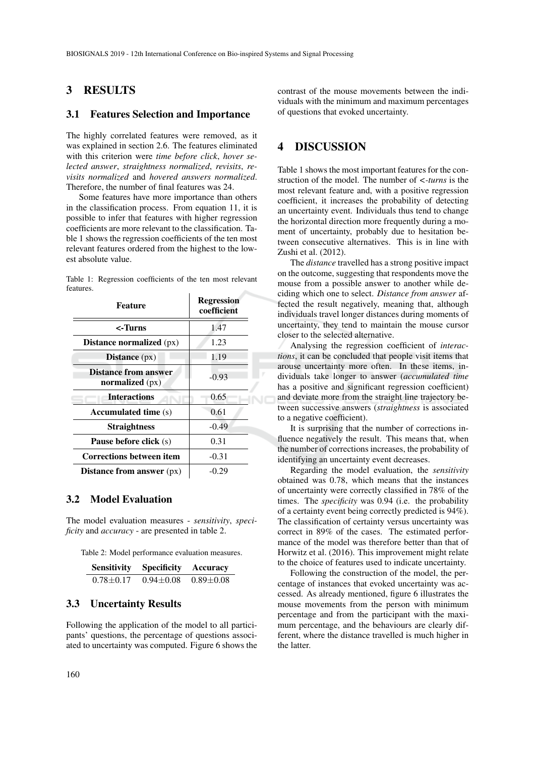# 3 RESULTS

## 3.1 Features Selection and Importance

The highly correlated features were removed, as it was explained in section 2.6. The features eliminated with this criterion were *time before click*, *hover selected answer*, *straightness normalized*, *revisits*, *revisits normalized* and *hovered answers normalized*. Therefore, the number of final features was 24.

Some features have more importance than others in the classification process. From equation 11, it is possible to infer that features with higher regression coefficients are more relevant to the classification. Table 1 shows the regression coefficients of the ten most relevant features ordered from the highest to the lowest absolute value.

Table 1: Regression coefficients of the ten most relevant features.

| Feature | Regression coefficient |
|---|---|
| **<-Turns** | 1.47 |
| **Distance normalized** (px) | 1.23 |
| **Distance** (px) | 1.19 |
| **Distance from answer normalized** (px) | -0.93 |
| **Interactions** | 0.65 |
| **Accumulated time** (s) | 0.61 |
| **Straightness** | -0.49 |
| **Pause before click** (s) | 0.31 |
| **Corrections between item** | -0.31 |
| **Distance from answer** (px) | -0.29 |

## 3.2 Model Evaluation

The model evaluation measures - *sensitivity*, *specificity* and *accuracy* - are presented in table 2.

Table 2: Model performance evaluation measures.

| Sensitivity | Specificity | Accuracy |
|---|---|---|
| $0.78 \pm 0.17$ | $0.94 \pm 0.08$ | $0.89 \pm 0.08$ |

## 3.3 Uncertainty Results

Following the application of the model to all participants' questions, the percentage of questions associated to uncertainty was computed. Figure 6 shows the contrast of the mouse movements between the individuals with the minimum and maximum percentages of questions that evoked uncertainty.

# 4 DISCUSSION

Table 1 shows the most important features for the construction of the model. The number of *<-turns* is the most relevant feature and, with a positive regression coefficient, it increases the probability of detecting an uncertainty event. Individuals thus tend to change the horizontal direction more frequently during a moment of uncertainty, probably due to hesitation between consecutive alternatives. This is in line with Zushi et al. (2012).

The *distance* travelled has a strong positive impact on the outcome, suggesting that respondents move the mouse from a possible answer to another while deciding which one to select. *Distance from answer* affected the result negatively, meaning that, although individuals travel longer distances during moments of uncertainty, they tend to maintain the mouse cursor closer to the selected alternative.

Analysing the regression coefficient of *interactions*, it can be concluded that people visit items that arouse uncertainty more often. In these items, individuals take longer to answer (*accumulated time* has a positive and significant regression coefficient) and deviate more from the straight line trajectory between successive answers (*straightness* is associated to a negative coefficient).

It is surprising that the number of corrections influence negatively the result. This means that, when the number of corrections increases, the probability of identifying an uncertainty event decreases.

Regarding the model evaluation, the *sensitivity* obtained was 0.78, which means that the instances of uncertainty were correctly classified in 78% of the times. The *specificity* was 0.94 (i.e. the probability of a certainty event being correctly predicted is 94%). The classification of certainty versus uncertainty was correct in 89% of the cases. The estimated performance of the model was therefore better than that of Horwitz et al. (2016). This improvement might relate to the choice of features used to indicate uncertainty.

Following the construction of the model, the percentage of instances that evoked uncertainty was accessed. As already mentioned, figure 6 illustrates the mouse movements from the person with minimum percentage and from the participant with the maximum percentage, and the behaviours are clearly different, where the distance travelled is much higher in the latter.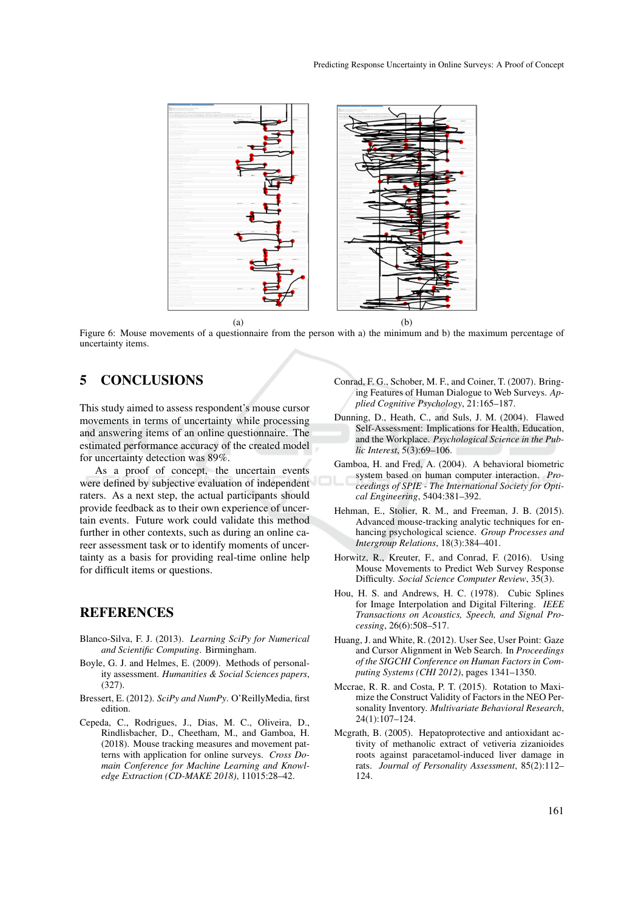(a)

(b)

Figure 6: Mouse movements of a questionnaire from the person with a) the minimum and b) the maximum percentage of uncertainty items.

## 5 CONCLUSIONS

This study aimed to assess respondent's mouse cursor movements in terms of uncertainty while processing and answering items of an online questionnaire. The estimated performance accuracy of the created model for uncertainty detection was 89%.

As a proof of concept, the uncertain events were defined by subjective evaluation of independent raters. As a next step, the actual participants should provide feedback as to their own experience of uncertain events. Future work could validate this method further in other contexts, such as during an online career assessment task or to identify moments of uncertainty as a basis for providing real-time online help for difficult items or questions.

## REFERENCES

Blanco-Silva, F. J. (2013). *Learning SciPy for Numerical and Scientific Computing*. Birmingham.

Boyle, G. J. and Helmes, E. (2009). Methods of personality assessment. *Humanities & Social Sciences papers*, (327).

Bressert, E. (2012). *SciPy and NumPy*. O'ReillyMedia, first edition.

Cepeda, C., Rodrigues, J., Dias, M. C., Oliveira, D., Rindlisbacher, D., Cheetham, M., and Gamboa, H. (2018). Mouse tracking measures and movement patterns with application for online surveys. *Cross Domain Conference for Machine Learning and Knowledge Extraction (CD-MAKE 2018)*, 11015:28–42.

Conrad, F. G., Schober, M. F., and Coiner, T. (2007). Bringing Features of Human Dialogue to Web Surveys. *Applied Cognitive Psychology*, 21:165–187.

Dunning, D., Heath, C., and Suls, J. M. (2004). Flawed Self-Assessment: Implications for Health, Education, and the Workplace. *Psychological Science in the Public Interest*, 5(3):69–106.

Gamboa, H. and Fred, A. (2004). A behavioral biometric system based on human computer interaction. *Proceedings of SPIE - The International Society for Optical Engineering*, 5404:381–392.

Hehman, E., Stolier, R. M., and Freeman, J. B. (2015). Advanced mouse-tracking analytic techniques for enhancing psychological science. *Group Processes and Intergroup Relations*, 18(3):384–401.

Horwitz, R., Kreuter, F., and Conrad, F. (2016). Using Mouse Movements to Predict Web Survey Response Difficulty. *Social Science Computer Review*, 35(3).

Hou, H. S. and Andrews, H. C. (1978). Cubic Splines for Image Interpolation and Digital Filtering. *IEEE Transactions on Acoustics, Speech, and Signal Processing*, 26(6):508–517.

Huang, J. and White, R. (2012). User See, User Point: Gaze and Cursor Alignment in Web Search. In *Proceedings of the SIGCHI Conference on Human Factors in Computing Systems (CHI 2012)*, pages 1341–1350.

Mccrae, R. R. and Costa, P. T. (2015). Rotation to Maximize the Construct Validity of Factors in the NEO Personality Inventory. *Multivariate Behavioral Research*, 24(1):107–124.

Mcgrath, B. (2005). Hepatoprotective and antioxidant activity of methanolic extract of vetiveria zizanioides roots against paracetamol-induced liver damage in rats. *Journal of Personality Assessment*, 85(2):112–124.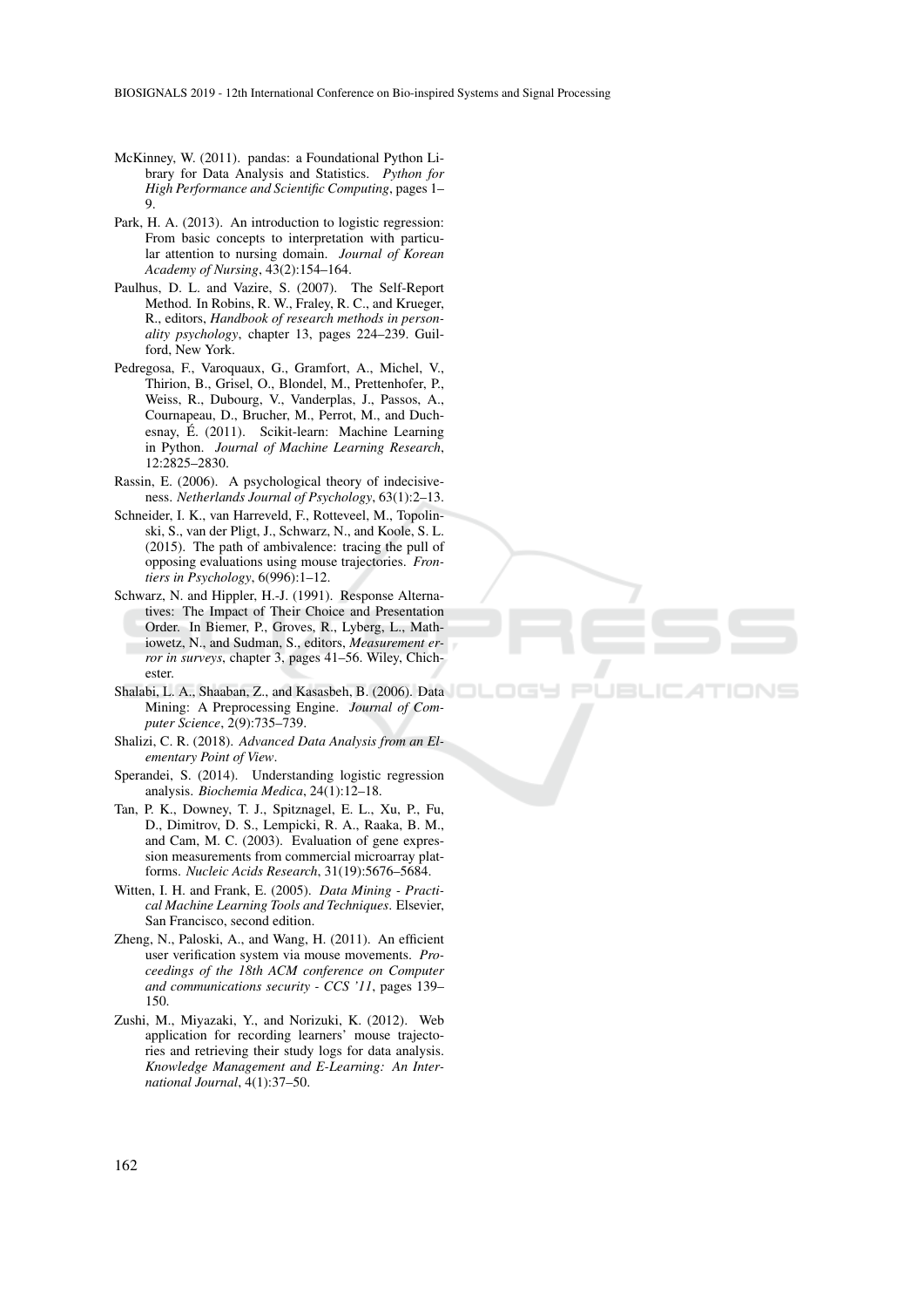McKinney, W. (2011). pandas: a Foundational Python Library for Data Analysis and Statistics. *Python for High Performance and Scientific Computing*, pages 1–9.

Park, H. A. (2013). An introduction to logistic regression: From basic concepts to interpretation with particular attention to nursing domain. *Journal of Korean Academy of Nursing*, 43(2):154–164.

Paulhus, D. L. and Vazire, S. (2007). The Self-Report Method. In Robins, R. W., Fraley, R. C., and Krueger, R., editors, *Handbook of research methods in personality psychology*, chapter 13, pages 224–239. Guilford, New York.

Pedregosa, F., Varoquaux, G., Gramfort, A., Michel, V., Thirion, B., Grisel, O., Blondel, M., Prettenhofer, P., Weiss, R., Dubourg, V., Vanderplas, J., Passos, A., Cournapeau, D., Brucher, M., Perrot, M., and Duchesnay, É. (2011). Scikit-learn: Machine Learning in Python. *Journal of Machine Learning Research*, 12:2825–2830.

Rassin, E. (2006). A psychological theory of indecisiveness. *Netherlands Journal of Psychology*, 63(1):2–13.

Schneider, I. K., van Harreveld, F., Rotteveel, M., Topolinski, S., van der Pligt, J., Schwarz, N., and Koole, S. L. (2015). The path of ambivalence: tracing the pull of opposing evaluations using mouse trajectories. *Frontiers in Psychology*, 6(996):1–12.

Schwarz, N. and Hippler, H.-J. (1991). Response Alternatives: The Impact of Their Choice and Presentation Order. In Biemer, P., Groves, R., Lyberg, L., Mathiowetz, N., and Sudman, S., editors, *Measurement error in surveys*, chapter 3, pages 41–56. Wiley, Chichester.

Shalabi, L. A., Shaaban, Z., and Kasasbeh, B. (2006). Data Mining: A Preprocessing Engine. *Journal of Computer Science*, 2(9):735–739.

Shalizi, C. R. (2018). *Advanced Data Analysis from an Elementary Point of View*.

Sperandei, S. (2014). Understanding logistic regression analysis. *Biochemia Medica*, 24(1):12–18.

Tan, P. K., Downey, T. J., Spitznagel, E. L., Xu, P., Fu, D., Dimitrov, D. S., Lempicki, R. A., Raaka, B. M., and Cam, M. C. (2003). Evaluation of gene expression measurements from commercial microarray platforms. *Nucleic Acids Research*, 31(19):5676–5684.

Witten, I. H. and Frank, E. (2005). *Data Mining - Practical Machine Learning Tools and Techniques*. Elsevier, San Francisco, second edition.

Zheng, N., Paloski, A., and Wang, H. (2011). An efficient user verification system via mouse movements. *Proceedings of the 18th ACM conference on Computer and communications security - CCS '11*, pages 139–150.

Zushi, M., Miyazaki, Y., and Norizuki, K. (2012). Web application for recording learners' mouse trajectories and retrieving their study logs for data analysis. *Knowledge Management and E-Learning: An International Journal*, 4(1):37–50.